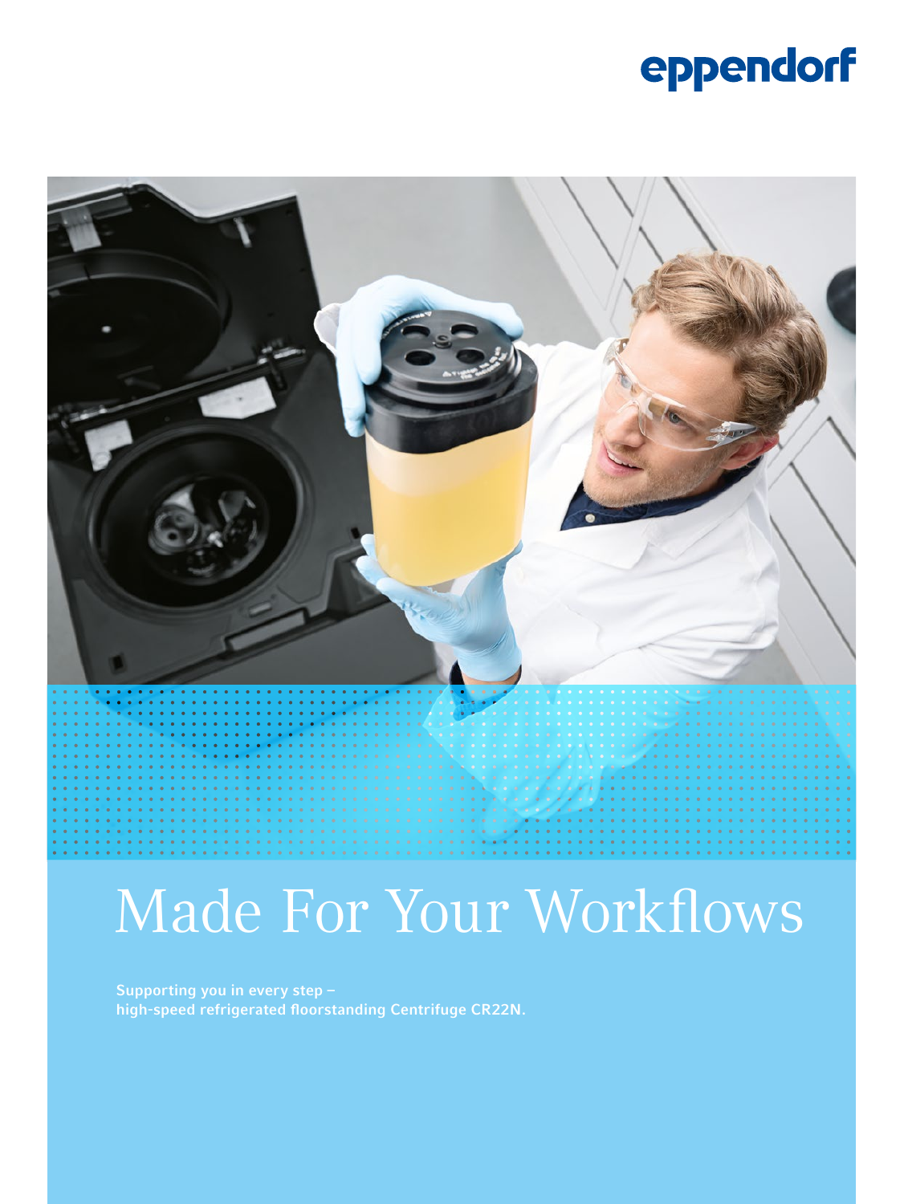eppendorf

# Made For Your Workflows

Supporting you in every step –
high-speed refrigerated floorstanding Centrifuge CR22N.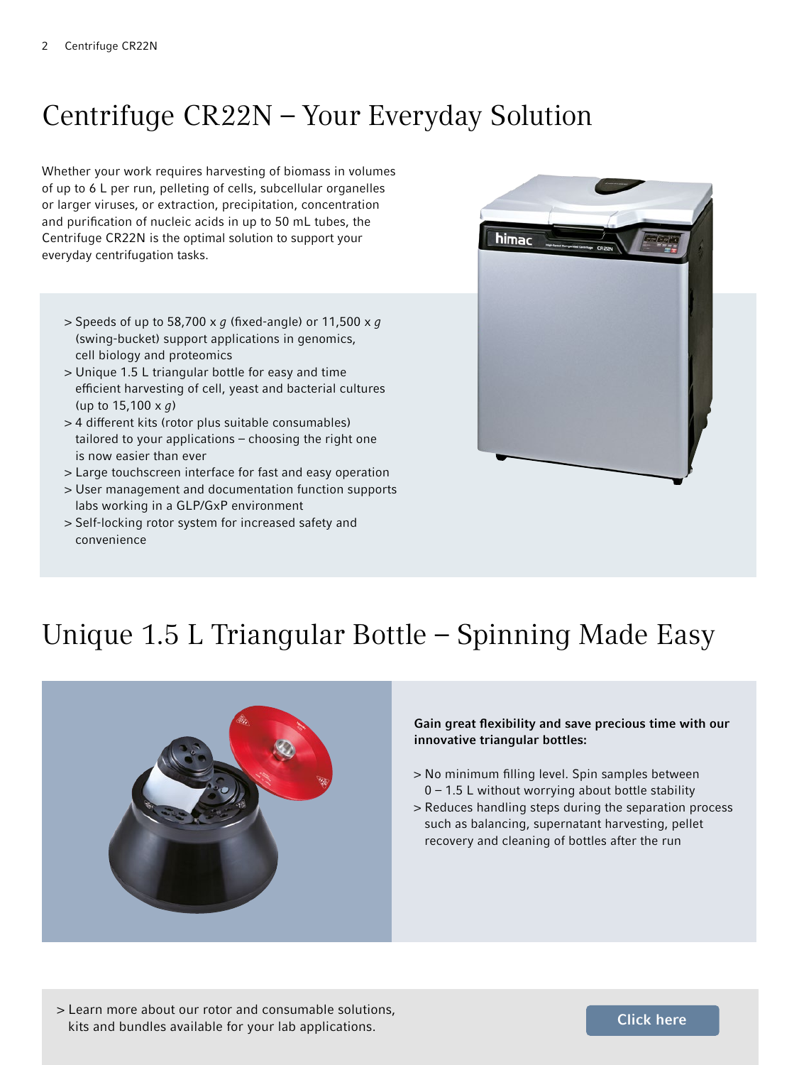# Centrifuge CR22N – Your Everyday Solution

Whether your work requires harvesting of biomass in volumes of up to 6 L per run, pelleting of cells, subcellular organelles or larger viruses, or extraction, precipitation, concentration and purification of nucleic acids in up to 50 mL tubes, the Centrifuge CR22N is the optimal solution to support your everyday centrifugation tasks.

> Speeds of up to 58,700 x *g* (fixed-angle) or 11,500 x *g* (swing-bucket) support applications in genomics, cell biology and proteomics
> Unique 1.5 L triangular bottle for easy and time efficient harvesting of cell, yeast and bacterial cultures (up to 15,100 x *g*)
> 4 different kits (rotor plus suitable consumables) tailored to your applications – choosing the right one is now easier than ever
> Large touchscreen interface for fast and easy operation
> User management and documentation function supports labs working in a GLP/GxP environment
> Self-locking rotor system for increased safety and convenience

# Unique 1.5 L Triangular Bottle – Spinning Made Easy

**Gain great flexibility and save precious time with our innovative triangular bottles:**

> No minimum filling level. Spin samples between 0 – 1.5 L without worrying about bottle stability
> Reduces handling steps during the separation process such as balancing, supernatant harvesting, pellet recovery and cleaning of bottles after the run

> Learn more about our rotor and consumable solutions, kits and bundles available for your lab applications.

Click here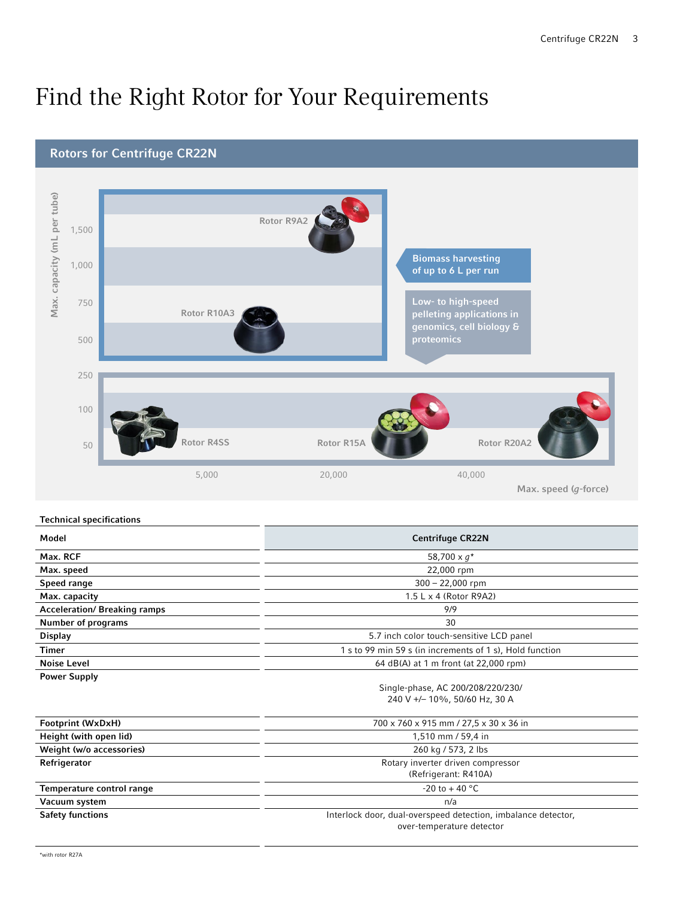# Find the Right Rotor for Your Requirements

## Rotors for Centrifuge CR22N

Max. capacity (mL per tube)

1,500
1,000
750
500
250
100
50

Rotor R9A2

Rotor R10A3

Biomass harvesting of up to 6 L per run

Low- to high-speed pelleting applications in genomics, cell biology & proteomics

Rotor R4SS

Rotor R15A

Rotor R20A2

5,000
20,000
40,000

Max. speed (*g*-force)

**Technical specifications**

| Model | Centrifuge CR22N |
|---|---|
| Max. RCF | 58,700 x *g*\* |
| Max. speed | 22,000 rpm |
| Speed range | 300 – 22,000 rpm |
| Max. capacity | 1.5 L x 4 (Rotor R9A2) |
| Acceleration/ Breaking ramps | 9/9 |
| Number of programs | 30 |
| Display | 5.7 inch color touch-sensitive LCD panel |
| Timer | 1 s to 99 min 59 s (in increments of 1 s), Hold function |
| Noise Level | 64 dB(A) at 1 m front (at 22,000 rpm) |
| Power Supply | Single-phase, AC 200/208/220/230/ 240 V +/– 10%, 50/60 Hz, 30 A |
| Footprint (WxDxH) | 700 x 760 x 915 mm / 27,5 x 30 x 36 in |
| Height (with open lid) | 1,510 mm / 59,4 in |
| Weight (w/o accessories) | 260 kg / 573, 2 lbs |
| Refrigerator | Rotary inverter driven compressor (Refrigerant: R410A) |
| Temperature control range | -20 to + 40 °C |
| Vacuum system | n/a |
| Safety functions | Interlock door, dual-overspeed detection, imbalance detector, over-temperature detector |

*with rotor R27A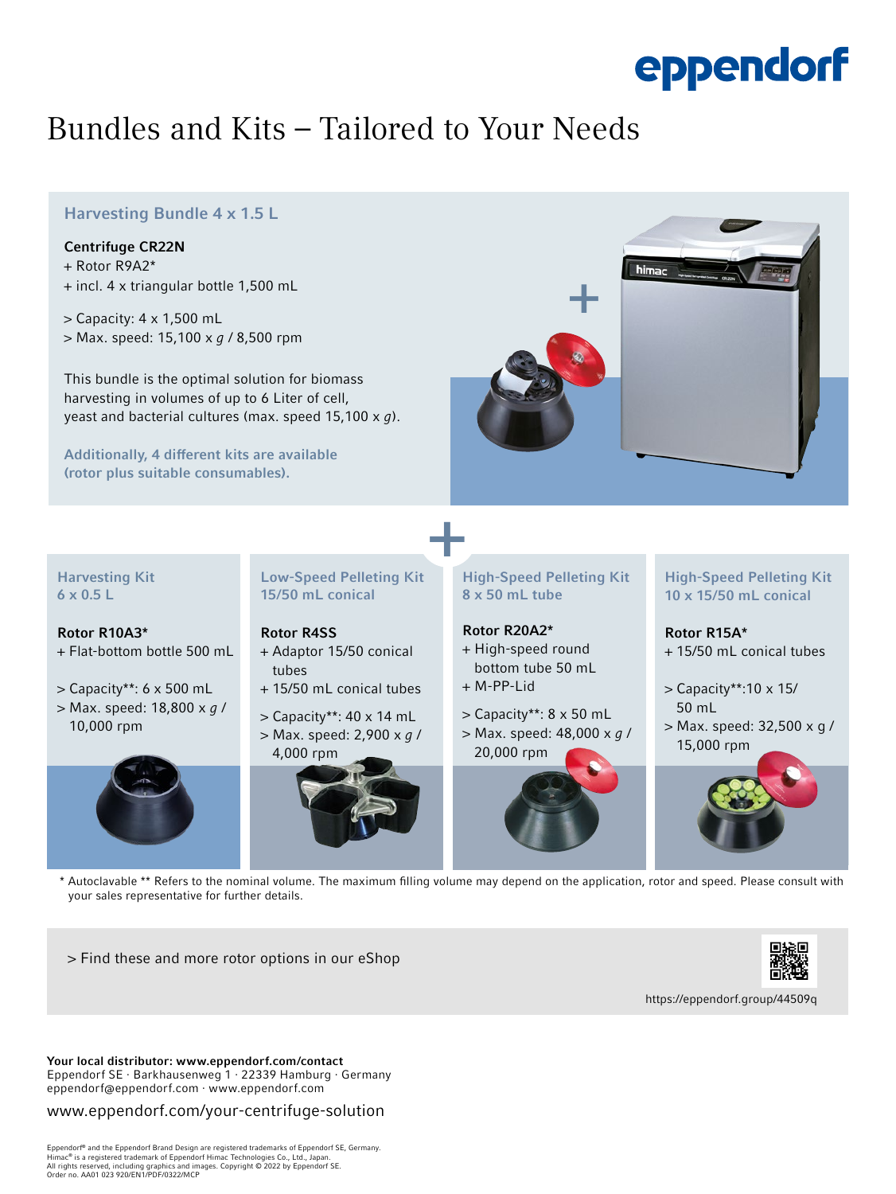# Bundles and Kits – Tailored to Your Needs

## Harvesting Bundle 4 x 1.5 L

**Centrifuge CR22N**
+ Rotor R9A2*
+ incl. 4 x triangular bottle 1,500 mL

> Capacity: 4 x 1,500 mL
> Max. speed: 15,100 x *g* / 8,500 rpm

This bundle is the optimal solution for biomass harvesting in volumes of up to 6 Liter of cell, yeast and bacterial cultures (max. speed 15,100 x *g*).

**Additionally, 4 different kits are available (rotor plus suitable consumables).**

### Harvesting Kit 6 x 0.5 L

**Rotor R10A3***
+ Flat-bottom bottle 500 mL

> Capacity**: 6 x 500 mL
> Max. speed: 18,800 x *g* / 10,000 rpm

### Low-Speed Pelleting Kit 15/50 mL conical

**Rotor R4SS**
+ Adaptor 15/50 conical tubes
+ 15/50 mL conical tubes

> Capacity**: 40 x 14 mL
> Max. speed: 2,900 x *g* / 4,000 rpm

### High-Speed Pelleting Kit 8 x 50 mL tube

**Rotor R20A2***
+ High-speed round bottom tube 50 mL
+ M-PP-Lid

> Capacity**: 8 x 50 mL
> Max. speed: 48,000 x *g* / 20,000 rpm

### High-Speed Pelleting Kit 10 x 15/50 mL conical

**Rotor R15A***
+ 15/50 mL conical tubes

> Capacity**:10 x 15/ 50 mL
> Max. speed: 32,500 x g / 15,000 rpm

\* Autoclavable ** Refers to the nominal volume. The maximum filling volume may depend on the application, rotor and speed. Please consult with your sales representative for further details.

> Find these and more rotor options in our eShop

https://eppendorf.group/44509q

**Your local distributor: www.eppendorf.com/contact**
Eppendorf SE · Barkhausenweg 1 · 22339 Hamburg · Germany
eppendorf@eppendorf.com · www.eppendorf.com

www.eppendorf.com/your-centrifuge-solution

Eppendorf® and the Eppendorf Brand Design are registered trademarks of Eppendorf SE, Germany.
Himac® is a registered trademark of Eppendorf Himac Technologies Co., Ltd., Japan.
All rights reserved, including graphics and images. Copyright © 2022 by Eppendorf SE.
Order no. AA01 023 920/EN1/PDF/0322/MCP